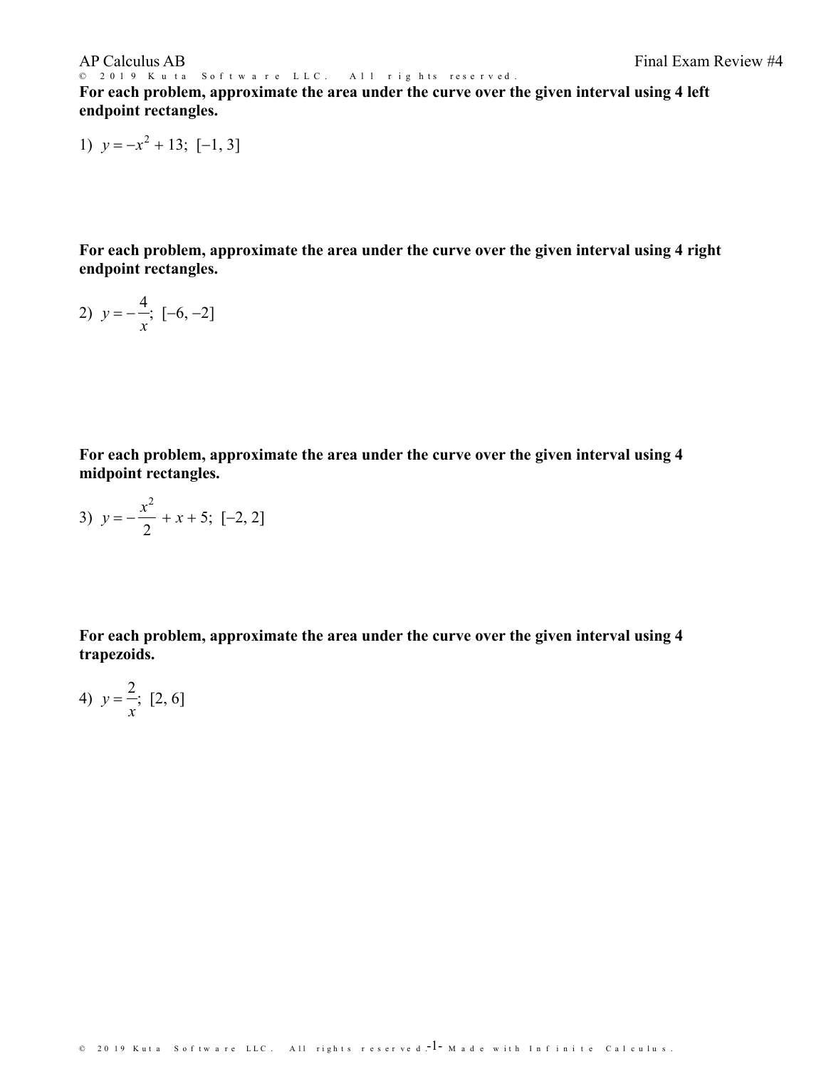AP Calculus AB

Final Exam Review #4

**For each problem, approximate the area under the curve over the given interval using 4 left endpoint rectangles.**

1) $y = -x^2 + 13$; $[-1, 3]$

**For each problem, approximate the area under the curve over the given interval using 4 right endpoint rectangles.**

2) $y = -\frac{4}{x}$; $[-6, -2]$

**For each problem, approximate the area under the curve over the given interval using 4 midpoint rectangles.**

3) $y = -\frac{x^2}{2} + x + 5$; $[-2, 2]$

**For each problem, approximate the area under the curve over the given interval using 4 trapezoids.**

4) $y = \frac{2}{x}$; $[2, 6]$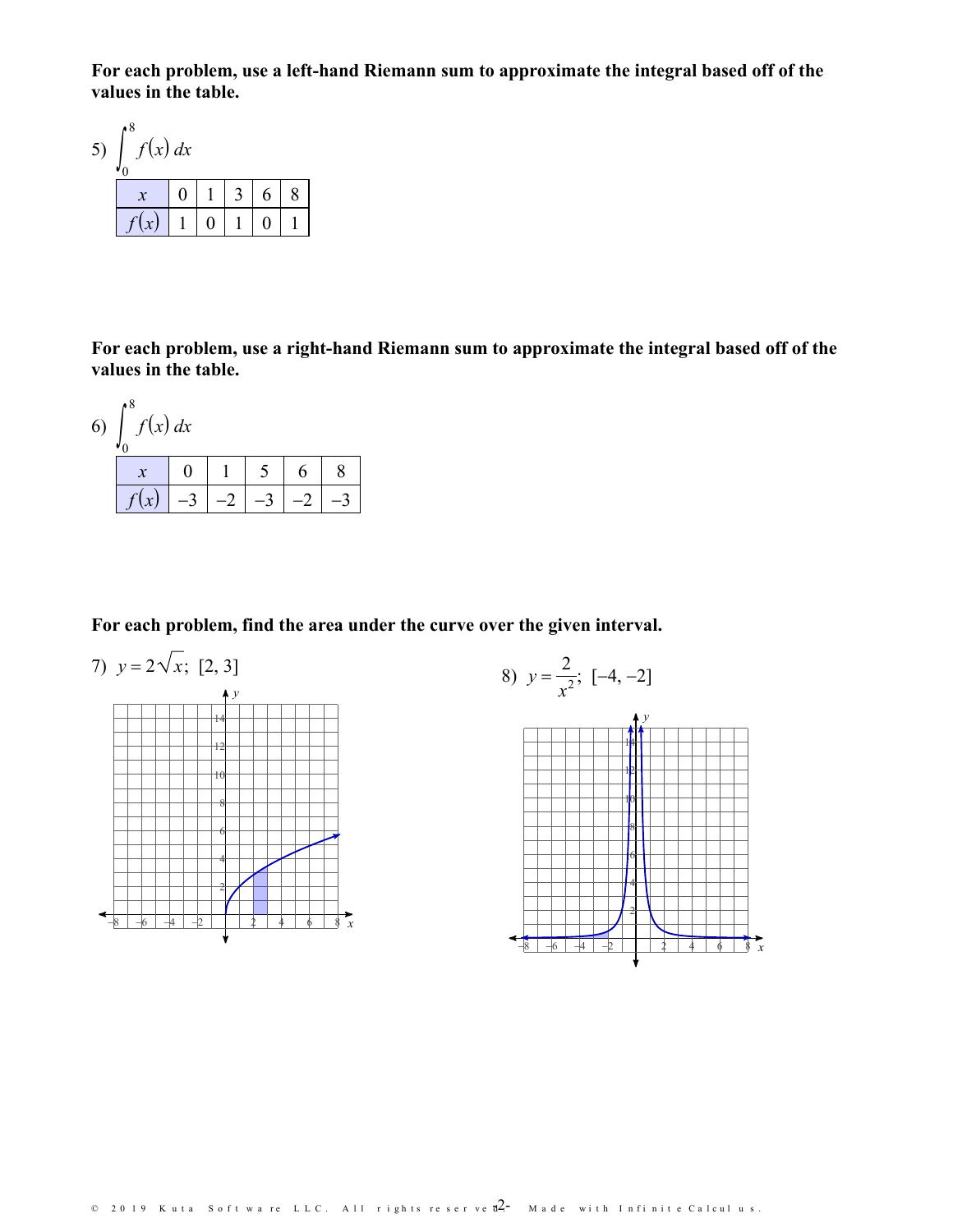**For each problem, use a left-hand Riemann sum to approximate the integral based off of the values in the table.**

5) $\int_0^8 f(x)\,dx$

| $x$ | 0 | 1 | 3 | 6 | 8 |
|---|---|---|---|---|---|
| $f(x)$ | 1 | 0 | 1 | 0 | 1 |

**For each problem, use a right-hand Riemann sum to approximate the integral based off of the values in the table.**

6) $\int_0^8 f(x)\,dx$

| $x$ | 0 | 1 | 5 | 6 | 8 |
|---|---|---|---|---|---|
| $f(x)$ | $-3$ | $-2$ | $-3$ | $-2$ | $-3$ |

**For each problem, find the area under the curve over the given interval.**

7) $y = 2\sqrt{x};\ [2, 3]$

8) $y = \dfrac{2}{x^2};\ [-4, -2]$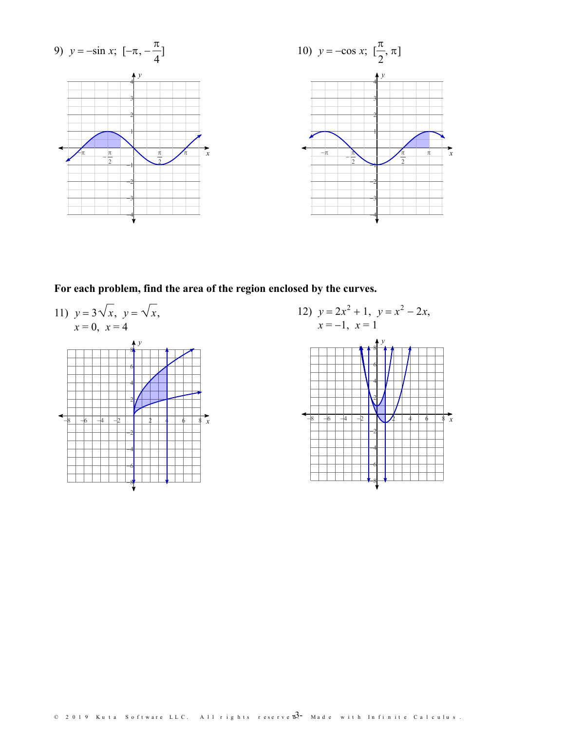9) $y = -\sin x;\ [-\pi, -\frac{\pi}{4}]$

10) $y = -\cos x;\ [\frac{\pi}{2}, \pi]$

**For each problem, find the area of the region enclosed by the curves.**

11) $y = 3\sqrt{x},\ y = \sqrt{x},$
$x = 0,\ x = 4$

12) $y = 2x^2 + 1,\ y = x^2 - 2x,$
$x = -1,\ x = 1$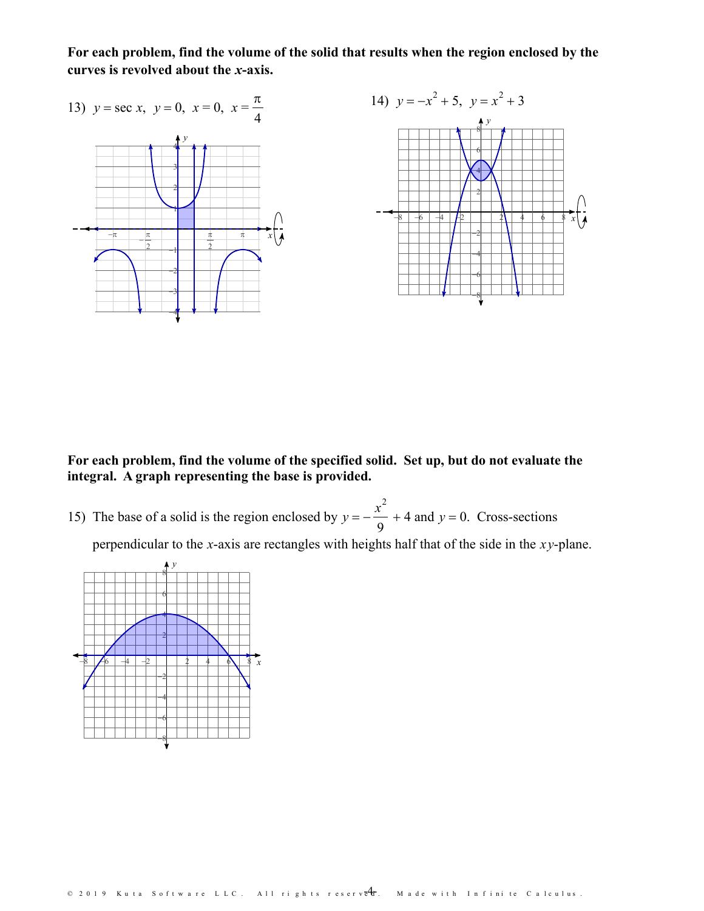**For each problem, find the volume of the solid that results when the region enclosed by the curves is revolved about the $x$-axis.**

13) $y = \sec x,\ y = 0,\ x = 0,\ x = \dfrac{\pi}{4}$

14) $y = -x^2 + 5,\ y = x^2 + 3$

**For each problem, find the volume of the specified solid. Set up, but do not evaluate the integral. A graph representing the base is provided.**

15) The base of a solid is the region enclosed by $y = -\dfrac{x^2}{9} + 4$ and $y = 0$. Cross-sections perpendicular to the $x$-axis are rectangles with heights half that of the side in the $xy$-plane.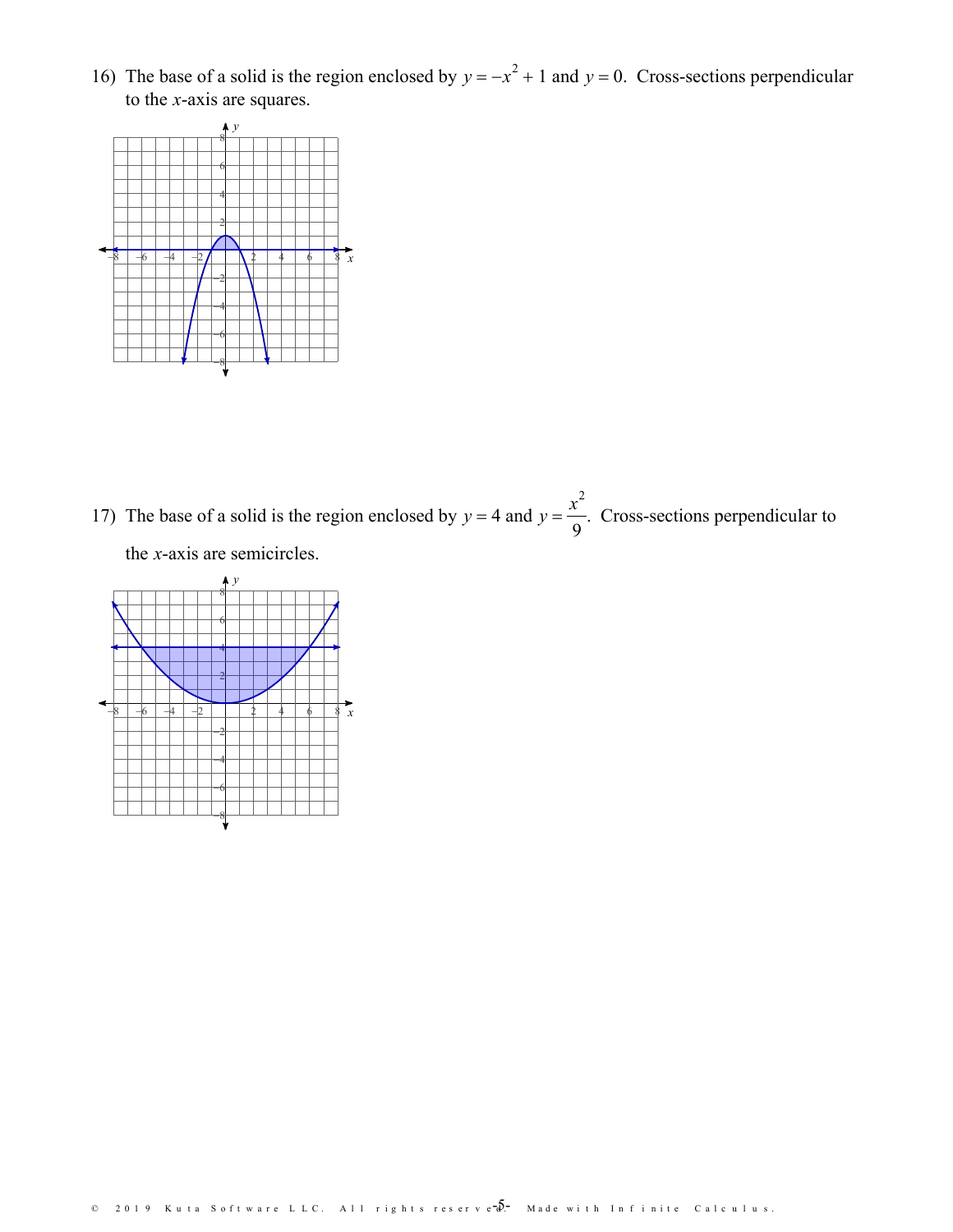16) The base of a solid is the region enclosed by $y = -x^2 + 1$ and $y = 0$. Cross-sections perpendicular to the $x$-axis are squares.

17) The base of a solid is the region enclosed by $y = 4$ and $y = \frac{x^2}{9}$. Cross-sections perpendicular to the $x$-axis are semicircles.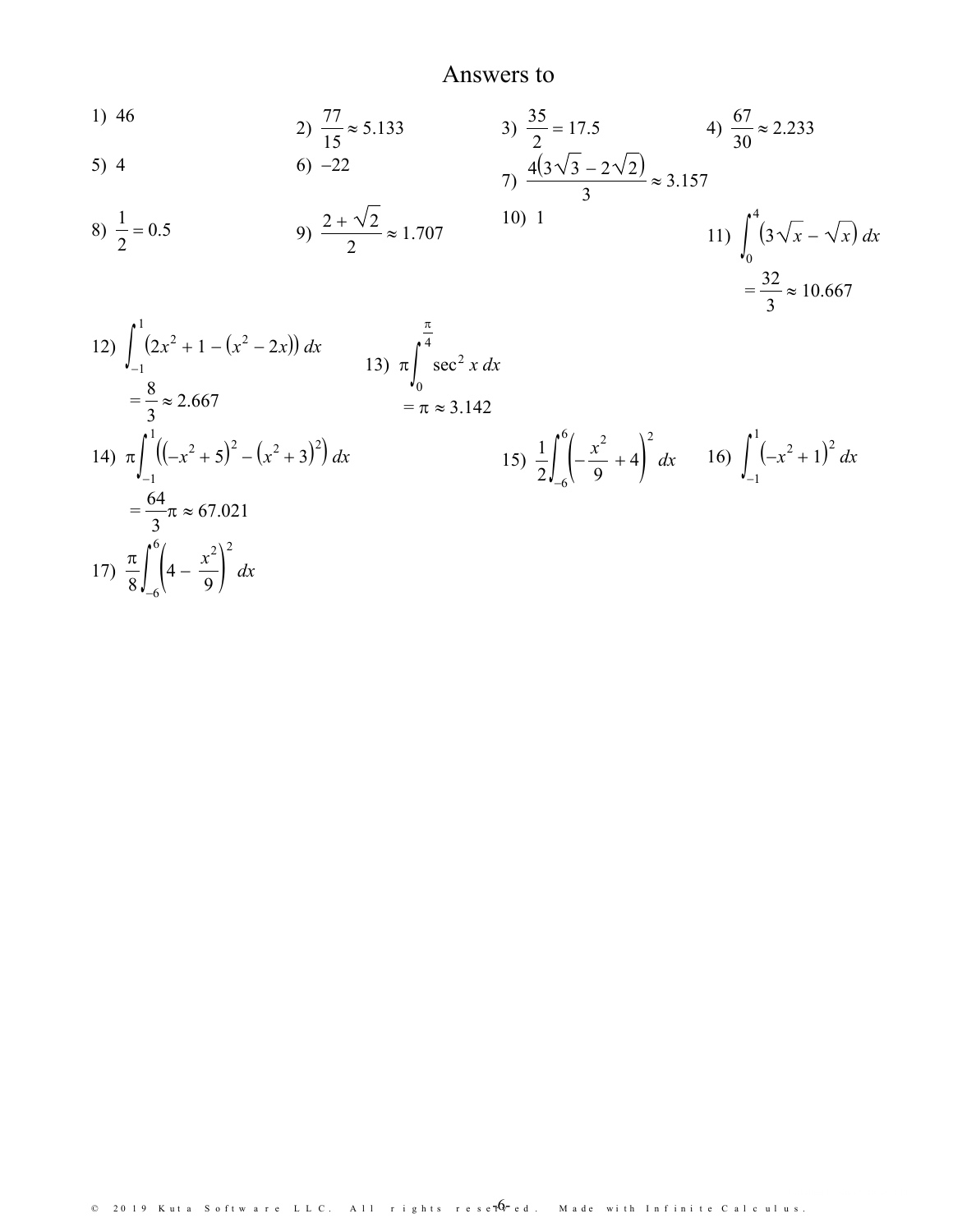# Answers to

1) 46

2) $\frac{77}{15} \approx 5.133$

3) $\frac{35}{2} = 17.5$

4) $\frac{67}{30} \approx 2.233$

5) 4

6) $-22$

7) $\frac{4(3\sqrt{3} - 2\sqrt{2})}{3} \approx 3.157$

8) $\frac{1}{2} = 0.5$

9) $\frac{2 + \sqrt{2}}{2} \approx 1.707$

10) 1

11) $\int_0^4 (3\sqrt{x} - \sqrt{x})\, dx$
$= \frac{32}{3} \approx 10.667$

12) $\int_{-1}^1 (2x^2 + 1 - (x^2 - 2x))\, dx$
$= \frac{8}{3} \approx 2.667$

13) $\pi\int_0^{\frac{\pi}{4}} \sec^2 x\, dx$
$= \pi \approx 3.142$

14) $\pi\int_{-1}^1 \left((-x^2 + 5)^2 - (x^2 + 3)^2\right) dx$
$= \frac{64}{3}\pi \approx 67.021$

15) $\frac{1}{2}\int_{-6}^6 \left(-\frac{x^2}{9} + 4\right)^2 dx$

16) $\int_{-1}^1 (-x^2 + 1)^2\, dx$

17) $\frac{\pi}{8}\int_{-6}^6 \left(4 - \frac{x^2}{9}\right)^2 dx$

© 2019 Kuta Software LLC. All rights reserved. Made with Infinite Calculus.